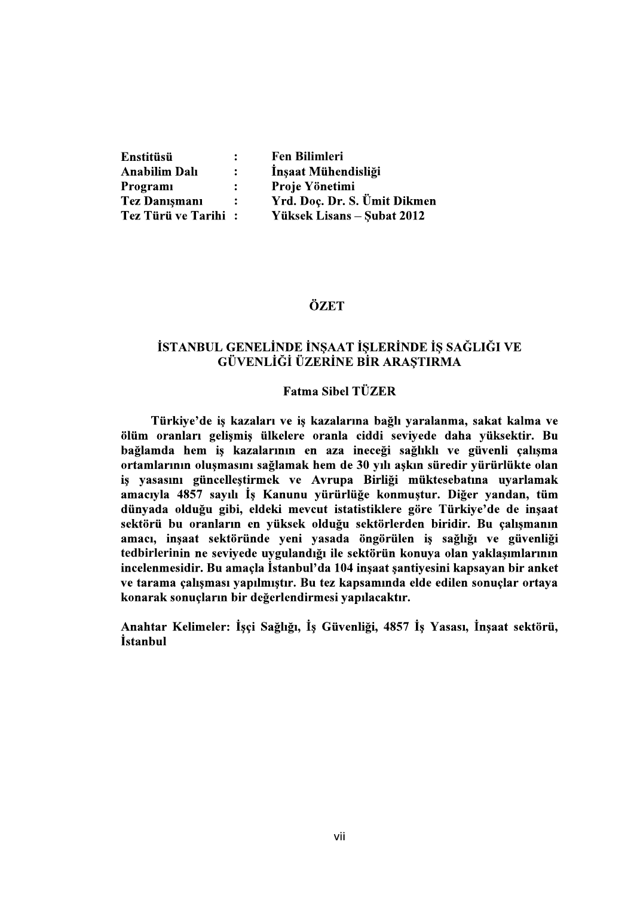| | | |
|---|---|---|
| **Enstitüsü** | **:** | **Fen Bilimleri** |
| **Anabilim Dalı** | **:** | **İnşaat Mühendisliği** |
| **Programı** | **:** | **Proje Yönetimi** |
| **Tez Danışmanı** | **:** | **Yrd. Doç. Dr. S. Ümit Dikmen** |
| **Tez Türü ve Tarihi** | **:** | **Yüksek Lisans – Şubat 2012** |

# ÖZET

## İSTANBUL GENELİNDE İNŞAAT İŞLERİNDE İŞ SAĞLIĞI VE GÜVENLİĞİ ÜZERİNE BİR ARAŞTIRMA

**Fatma Sibel TÜZER**

**Türkiye'de iş kazaları ve iş kazalarına bağlı yaralanma, sakat kalma ve ölüm oranları gelişmiş ülkelere oranla ciddi seviyede daha yüksektir. Bu bağlamda hem iş kazalarının en aza ineceği sağlıklı ve güvenli çalışma ortamlarının oluşmasını sağlamak hem de 30 yılı aşkın süredir yürürlükte olan iş yasasını güncelleştirmek ve Avrupa Birliği müktesebatına uyarlamak amacıyla 4857 sayılı İş Kanunu yürürlüğe konmuştur. Diğer yandan, tüm dünyada olduğu gibi, eldeki mevcut istatistiklere göre Türkiye'de de inşaat sektörü bu oranların en yüksek olduğu sektörlerden biridir. Bu çalışmanın amacı, inşaat sektöründe yeni yasada öngörülen iş sağlığı ve güvenliği tedbirlerinin ne seviyede uygulandığı ile sektörün konuya olan yaklaşımlarının incelenmesidir. Bu amaçla İstanbul'da 104 inşaat şantiyesini kapsayan bir anket ve tarama çalışması yapılmıştır. Bu tez kapsamında elde edilen sonuçlar ortaya konarak sonuçların bir değerlendirmesi yapılacaktır.**

**Anahtar Kelimeler: İşçi Sağlığı, İş Güvenliği, 4857 İş Yasası, İnşaat sektörü, İstanbul**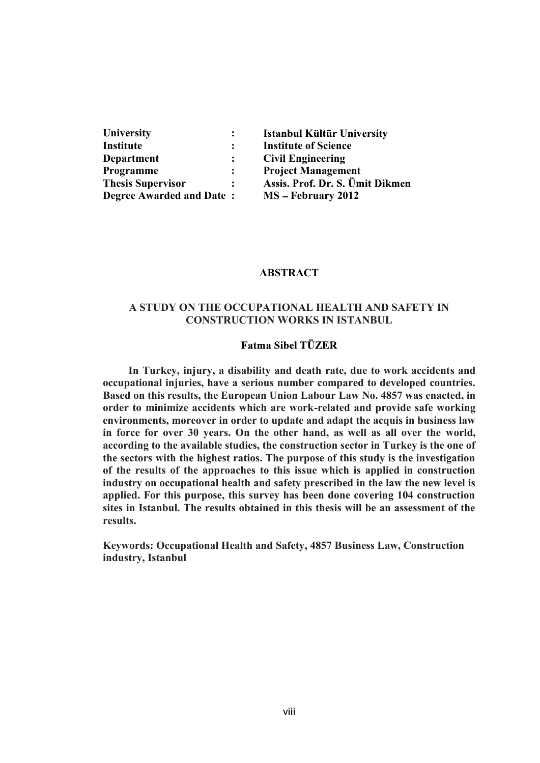| | | |
|---|---|---|
| **University** | **:** | **Istanbul Kültür University** |
| **Institute** | **:** | **Institute of Science** |
| **Department** | **:** | **Civil Engineering** |
| **Programme** | **:** | **Project Management** |
| **Thesis Supervisor** | **:** | **Assis. Prof. Dr. S. Ümit Dikmen** |
| **Degree Awarded and Date** | **:** | **MS – February 2012** |

## ABSTRACT

### A STUDY ON THE OCCUPATIONAL HEALTH AND SAFETY IN CONSTRUCTION WORKS IN ISTANBUL

**Fatma Sibel TÜZER**

**In Turkey, injury, a disability and death rate, due to work accidents and occupational injuries, have a serious number compared to developed countries. Based on this results, the European Union Labour Law No. 4857 was enacted, in order to minimize accidents which are work-related and provide safe working environments, moreover in order to update and adapt the acquis in business law in force for over 30 years. On the other hand, as well as all over the world, according to the available studies, the construction sector in Turkey is the one of the sectors with the highest ratios. The purpose of this study is the investigation of the results of the approaches to this issue which is applied in construction industry on occupational health and safety prescribed in the law the new level is applied. For this purpose, this survey has been done covering 104 construction sites in Istanbul. The results obtained in this thesis will be an assessment of the results.**

**Keywords: Occupational Health and Safety, 4857 Business Law, Construction industry, Istanbul**